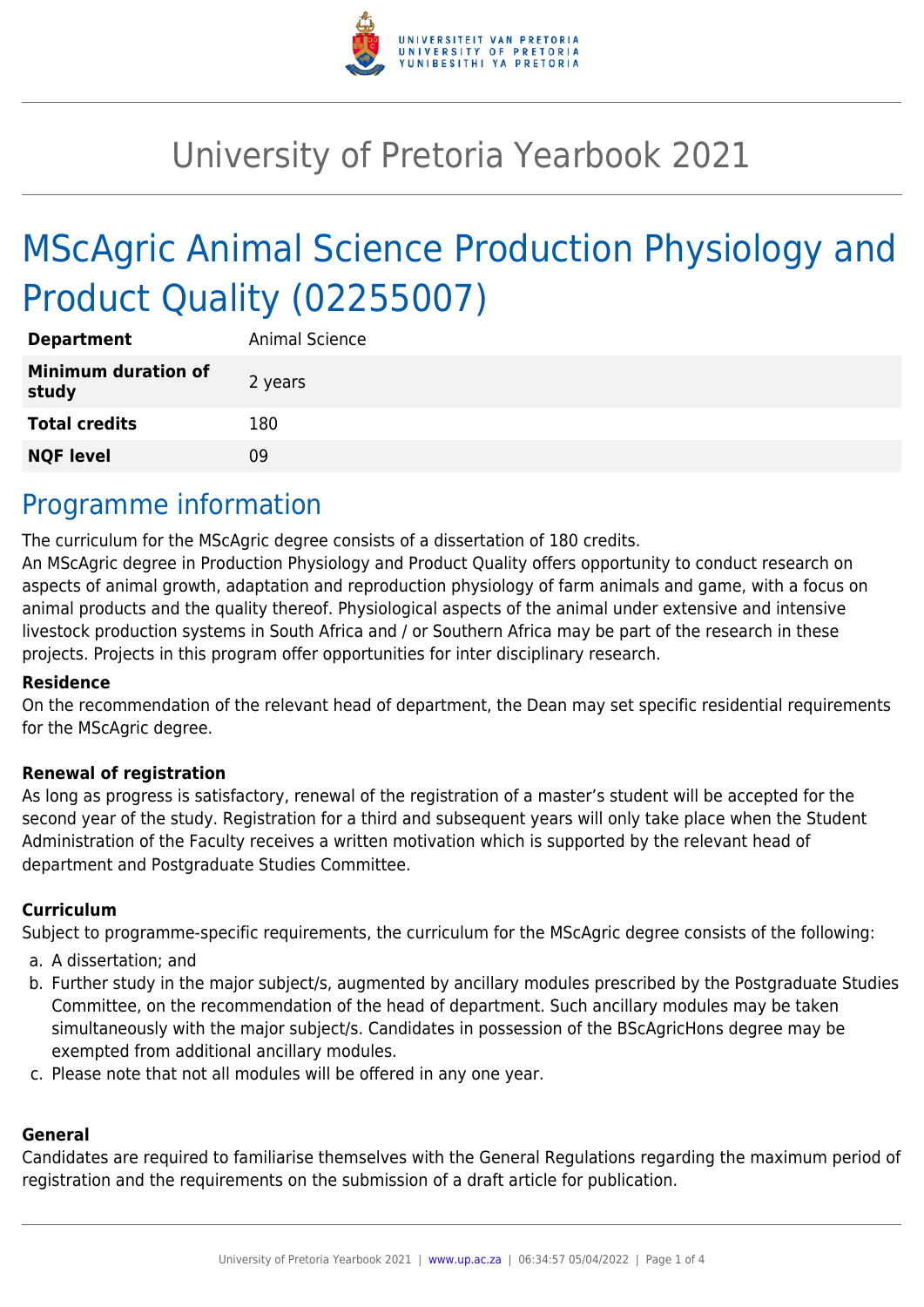# University of Pretoria Yearbook 2021

# MScAgric Animal Science Production Physiology and Product Quality (02255007)

| | |
|---|---|
| **Department** | Animal Science |
| **Minimum duration of study** | 2 years |
| **Total credits** | 180 |
| **NQF level** | 09 |

## Programme information

The curriculum for the MScAgric degree consists of a dissertation of 180 credits.

An MScAgric degree in Production Physiology and Product Quality offers opportunity to conduct research on aspects of animal growth, adaptation and reproduction physiology of farm animals and game, with a focus on animal products and the quality thereof. Physiological aspects of the animal under extensive and intensive livestock production systems in South Africa and / or Southern Africa may be part of the research in these projects. Projects in this program offer opportunities for inter disciplinary research.

### Residence

On the recommendation of the relevant head of department, the Dean may set specific residential requirements for the MScAgric degree.

### Renewal of registration

As long as progress is satisfactory, renewal of the registration of a master's student will be accepted for the second year of the study. Registration for a third and subsequent years will only take place when the Student Administration of the Faculty receives a written motivation which is supported by the relevant head of department and Postgraduate Studies Committee.

### Curriculum

Subject to programme-specific requirements, the curriculum for the MScAgric degree consists of the following:

a. A dissertation; and
b. Further study in the major subject/s, augmented by ancillary modules prescribed by the Postgraduate Studies Committee, on the recommendation of the head of department. Such ancillary modules may be taken simultaneously with the major subject/s. Candidates in possession of the BScAgricHons degree may be exempted from additional ancillary modules.
c. Please note that not all modules will be offered in any one year.

### General

Candidates are required to familiarise themselves with the General Regulations regarding the maximum period of registration and the requirements on the submission of a draft article for publication.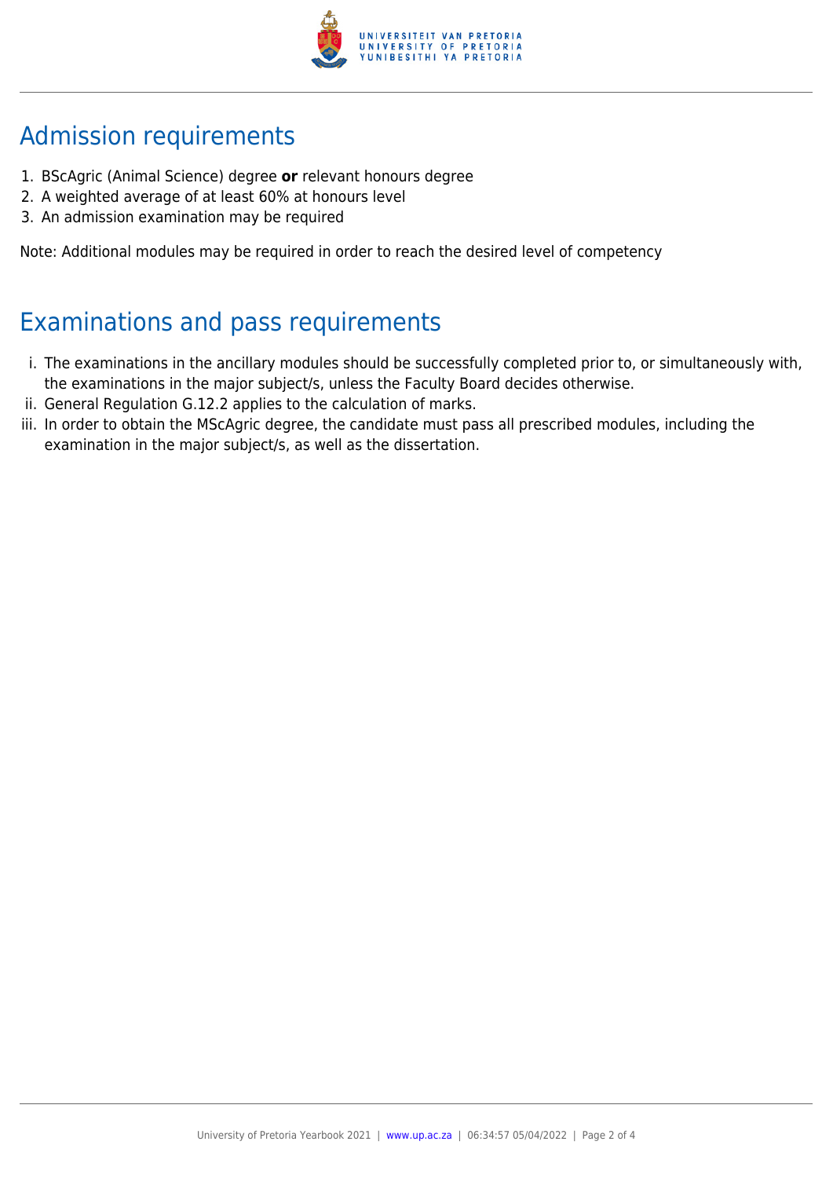## Admission requirements

1. BScAgric (Animal Science) degree **or** relevant honours degree
2. A weighted average of at least 60% at honours level
3. An admission examination may be required

Note: Additional modules may be required in order to reach the desired level of competency

## Examinations and pass requirements

i. The examinations in the ancillary modules should be successfully completed prior to, or simultaneously with, the examinations in the major subject/s, unless the Faculty Board decides otherwise.
ii. General Regulation G.12.2 applies to the calculation of marks.
iii. In order to obtain the MScAgric degree, the candidate must pass all prescribed modules, including the examination in the major subject/s, as well as the dissertation.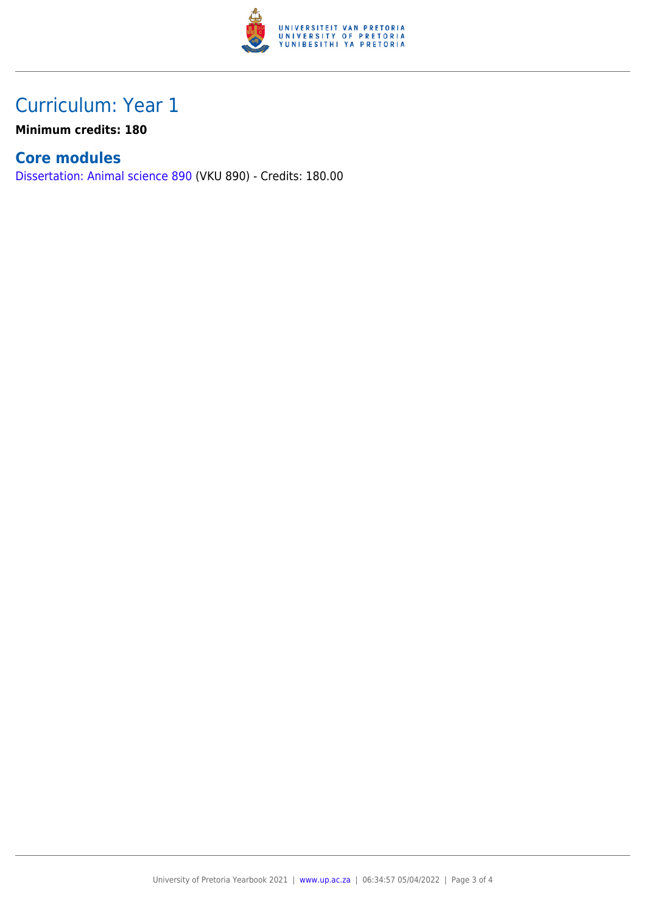# Curriculum: Year 1

**Minimum credits: 180**

## Core modules

Dissertation: Animal science 890 (VKU 890) - Credits: 180.00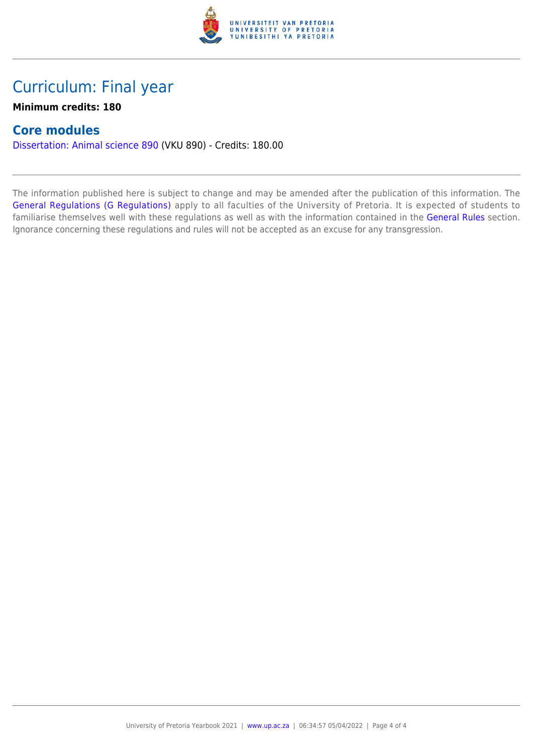# Curriculum: Final year

**Minimum credits: 180**

## Core modules

Dissertation: Animal science 890 (VKU 890) - Credits: 180.00

The information published here is subject to change and may be amended after the publication of this information. The General Regulations (G Regulations) apply to all faculties of the University of Pretoria. It is expected of students to familiarise themselves well with these regulations as well as with the information contained in the General Rules section. Ignorance concerning these regulations and rules will not be accepted as an excuse for any transgression.